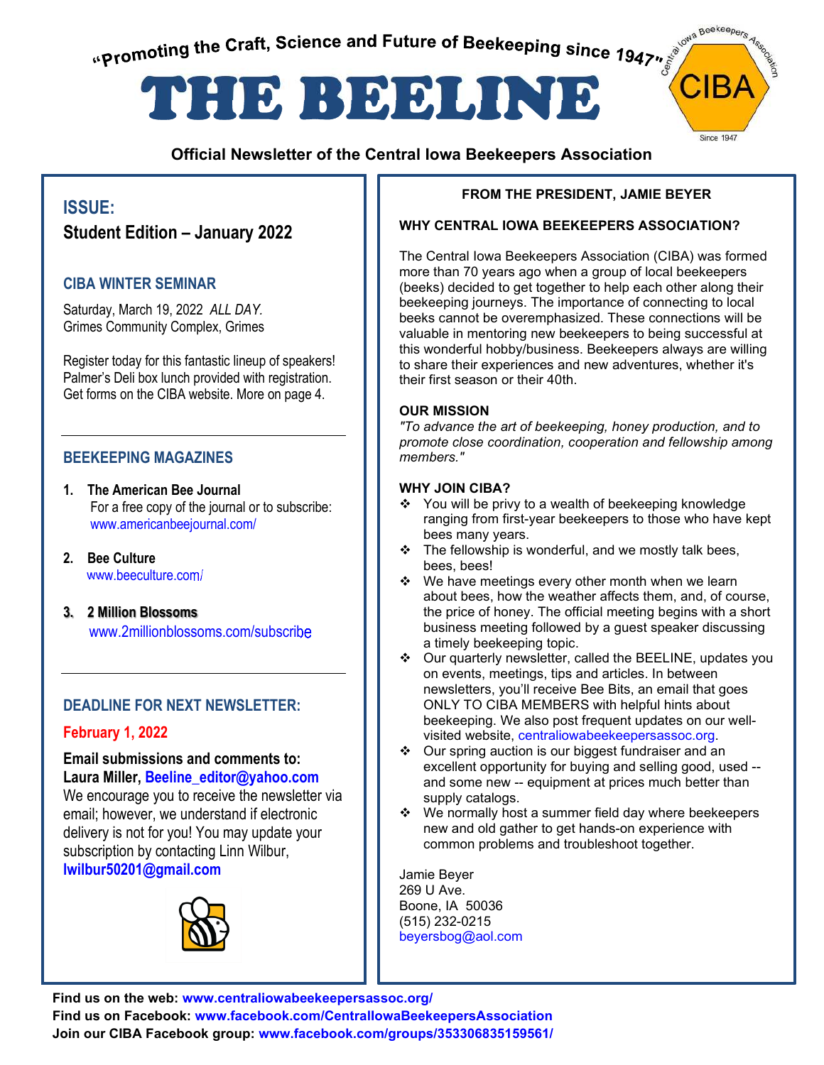"Promoting the Craft, Science and Future of Beekeeping since 1947"

# THE BEELINE

**Official Newsletter of the Central Iowa Beekeepers Association**

## ISSUE:

**Student Edition – January 2022**

### CIBA WINTER SEMINAR

Saturday, March 19, 2022 *ALL DAY.*
Grimes Community Complex, Grimes

Register today for this fantastic lineup of speakers! Palmer's Deli box lunch provided with registration. Get forms on the CIBA website. More on page 4.

### BEEKEEPING MAGAZINES

1. **The American Bee Journal**
   For a free copy of the journal or to subscribe:
   www.americanbeejournal.com/
2. **Bee Culture**
   www.beeculture.com/
3. **2 Million Blossoms**
   www.2millionblossoms.com/subscribe

### DEADLINE FOR NEXT NEWSLETTER:

**February 1, 2022**

**Email submissions and comments to:**
**Laura Miller, Beeline_editor@yahoo.com**
We encourage you to receive the newsletter via email; however, we understand if electronic delivery is not for you! You may update your subscription by contacting Linn Wilbur, **lwilbur50201@gmail.com**

## FROM THE PRESIDENT, JAMIE BEYER

### WHY CENTRAL IOWA BEEKEEPERS ASSOCIATION?

The Central Iowa Beekeepers Association (CIBA) was formed more than 70 years ago when a group of local beekeepers (beeks) decided to get together to help each other along their beekeeping journeys. The importance of connecting to local beeks cannot be overemphasized. These connections will be valuable in mentoring new beekeepers to being successful at this wonderful hobby/business. Beekeepers always are willing to share their experiences and new adventures, whether it's their first season or their 40th.

### OUR MISSION

*"To advance the art of beekeeping, honey production, and to promote close coordination, cooperation and fellowship among members."*

### WHY JOIN CIBA?

- You will be privy to a wealth of beekeeping knowledge ranging from first-year beekeepers to those who have kept bees many years.
- The fellowship is wonderful, and we mostly talk bees, bees, bees!
- We have meetings every other month when we learn about bees, how the weather affects them, and, of course, the price of honey. The official meeting begins with a short business meeting followed by a guest speaker discussing a timely beekeeping topic.
- Our quarterly newsletter, called the BEELINE, updates you on events, meetings, tips and articles. In between newsletters, you'll receive Bee Bits, an email that goes ONLY TO CIBA MEMBERS with helpful hints about beekeeping. We also post frequent updates on our well-visited website, centraliowabeekeepersassoc.org.
- Our spring auction is our biggest fundraiser and an excellent opportunity for buying and selling good, used -- and some new -- equipment at prices much better than supply catalogs.
- We normally host a summer field day where beekeepers new and old gather to get hands-on experience with common problems and troubleshoot together.

Jamie Beyer
269 U Ave.
Boone, IA 50036
(515) 232-0215
beyersbog@aol.com

**Find us on the web: www.centraliowabeekeepersassoc.org/**
**Find us on Facebook: www.facebook.com/CentralIowaBeekeepersAssociation**
**Join our CIBA Facebook group: www.facebook.com/groups/353306835159561/**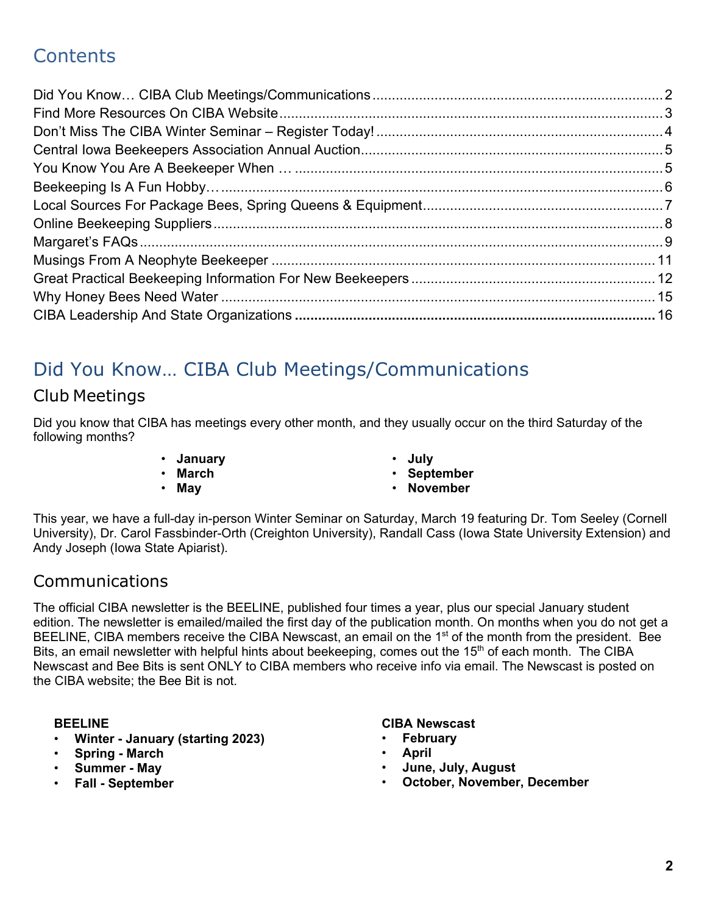# Contents

Did You Know… CIBA Club Meetings/Communications ........ 2
Find More Resources On CIBA Website ........ 3
Don't Miss The CIBA Winter Seminar – Register Today! ........ 4
Central Iowa Beekeepers Association Annual Auction ........ 5
You Know You Are A Beekeeper When … ........ 5
Beekeeping Is A Fun Hobby… ........ 6
Local Sources For Package Bees, Spring Queens & Equipment ........ 7
Online Beekeeping Suppliers ........ 8
Margaret's FAQs ........ 9
Musings From A Neophyte Beekeeper ........ 11
Great Practical Beekeeping Information For New Beekeepers ........ 12
Why Honey Bees Need Water ........ 15
**CIBA Leadership And State Organizations ........ 16**

# Did You Know… CIBA Club Meetings/Communications

## Club Meetings

Did you know that CIBA has meetings every other month, and they usually occur on the third Saturday of the following months?

- **January**
- **March**
- **May**
- **July**
- **September**
- **November**

This year, we have a full-day in-person Winter Seminar on Saturday, March 19 featuring Dr. Tom Seeley (Cornell University), Dr. Carol Fassbinder-Orth (Creighton University), Randall Cass (Iowa State University Extension) and Andy Joseph (Iowa State Apiarist).

## Communications

The official CIBA newsletter is the BEELINE, published four times a year, plus our special January student edition. The newsletter is emailed/mailed the first day of the publication month. On months when you do not get a BEELINE, CIBA members receive the CIBA Newscast, an email on the 1st of the month from the president. Bee Bits, an email newsletter with helpful hints about beekeeping, comes out the 15th of each month. The CIBA Newscast and Bee Bits is sent ONLY to CIBA members who receive info via email. The Newscast is posted on the CIBA website; the Bee Bit is not.

**BEELINE**

- **Winter - January (starting 2023)**
- **Spring - March**
- **Summer - May**
- **Fall - September**

**CIBA Newscast**

- **February**
- **April**
- **June, July, August**
- **October, November, December**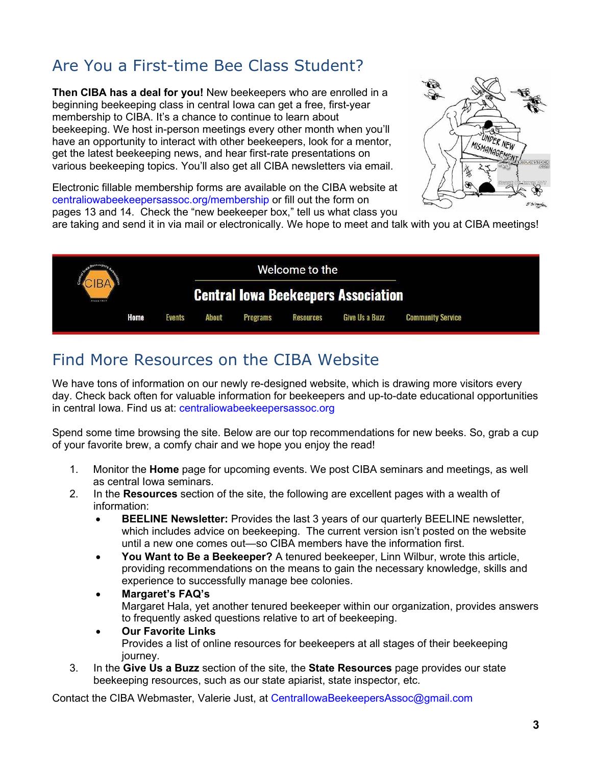## Are You a First-time Bee Class Student?

**Then CIBA has a deal for you!** New beekeepers who are enrolled in a beginning beekeeping class in central Iowa can get a free, first-year membership to CIBA. It's a chance to continue to learn about beekeeping. We host in-person meetings every other month when you'll have an opportunity to interact with other beekeepers, look for a mentor, get the latest beekeeping news, and hear first-rate presentations on various beekeeping topics. You'll also get all CIBA newsletters via email.

Electronic fillable membership forms are available on the CIBA website at centraliowabeekeepersassoc.org/membership or fill out the form on pages 13 and 14. Check the "new beekeeper box," tell us what class you are taking and send it in via mail or electronically. We hope to meet and talk with you at CIBA meetings!

## Find More Resources on the CIBA Website

We have tons of information on our newly re-designed website, which is drawing more visitors every day. Check back often for valuable information for beekeepers and up-to-date educational opportunities in central Iowa. Find us at: centraliowabeekeepersassoc.org

Spend some time browsing the site. Below are our top recommendations for new beeks. So, grab a cup of your favorite brew, a comfy chair and we hope you enjoy the read!

1. Monitor the **Home** page for upcoming events. We post CIBA seminars and meetings, as well as central Iowa seminars.
2. In the **Resources** section of the site, the following are excellent pages with a wealth of information:
   - **BEELINE Newsletter:** Provides the last 3 years of our quarterly BEELINE newsletter, which includes advice on beekeeping. The current version isn't posted on the website until a new one comes out—so CIBA members have the information first.
   - **You Want to Be a Beekeeper?** A tenured beekeeper, Linn Wilbur, wrote this article, providing recommendations on the means to gain the necessary knowledge, skills and experience to successfully manage bee colonies.
   - **Margaret's FAQ's**
     Margaret Hala, yet another tenured beekeeper within our organization, provides answers to frequently asked questions relative to art of beekeeping.
   - **Our Favorite Links**
     Provides a list of online resources for beekeepers at all stages of their beekeeping journey.
3. In the **Give Us a Buzz** section of the site, the **State Resources** page provides our state beekeeping resources, such as our state apiarist, state inspector, etc.

Contact the CIBA Webmaster, Valerie Just, at CentralIowaBeekeepersAssoc@gmail.com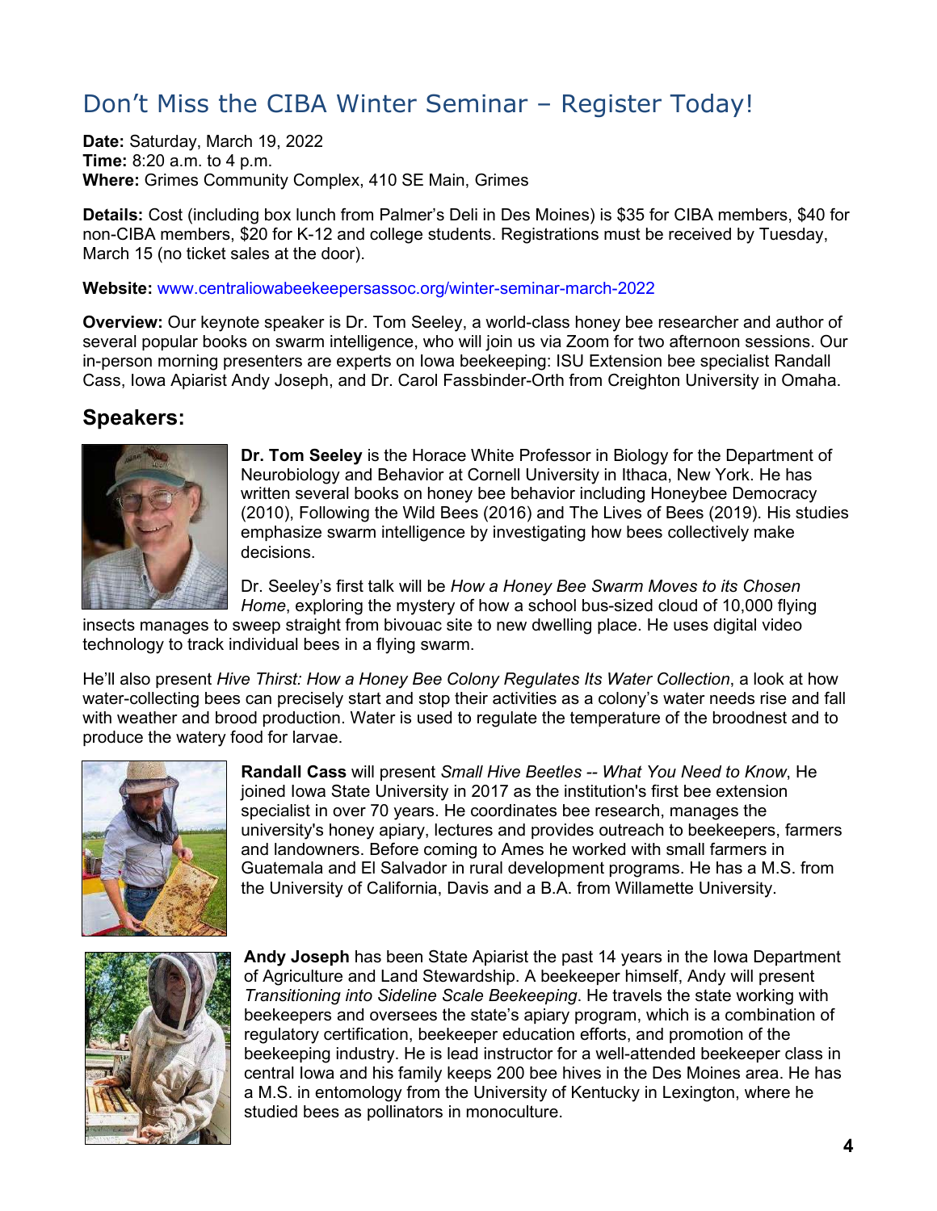# Don't Miss the CIBA Winter Seminar – Register Today!

**Date:** Saturday, March 19, 2022
**Time:** 8:20 a.m. to 4 p.m.
**Where:** Grimes Community Complex, 410 SE Main, Grimes

**Details:** Cost (including box lunch from Palmer's Deli in Des Moines) is $35 for CIBA members, $40 for non-CIBA members, $20 for K-12 and college students. Registrations must be received by Tuesday, March 15 (no ticket sales at the door).

**Website:** www.centraliowabeekeepersassoc.org/winter-seminar-march-2022

**Overview:** Our keynote speaker is Dr. Tom Seeley, a world-class honey bee researcher and author of several popular books on swarm intelligence, who will join us via Zoom for two afternoon sessions. Our in-person morning presenters are experts on Iowa beekeeping: ISU Extension bee specialist Randall Cass, Iowa Apiarist Andy Joseph, and Dr. Carol Fassbinder-Orth from Creighton University in Omaha.

## Speakers:

**Dr. Tom Seeley** is the Horace White Professor in Biology for the Department of Neurobiology and Behavior at Cornell University in Ithaca, New York. He has written several books on honey bee behavior including Honeybee Democracy (2010), Following the Wild Bees (2016) and The Lives of Bees (2019). His studies emphasize swarm intelligence by investigating how bees collectively make decisions.

Dr. Seeley's first talk will be *How a Honey Bee Swarm Moves to its Chosen Home*, exploring the mystery of how a school bus-sized cloud of 10,000 flying insects manages to sweep straight from bivouac site to new dwelling place. He uses digital video technology to track individual bees in a flying swarm.

He'll also present *Hive Thirst: How a Honey Bee Colony Regulates Its Water Collection*, a look at how water-collecting bees can precisely start and stop their activities as a colony's water needs rise and fall with weather and brood production. Water is used to regulate the temperature of the broodnest and to produce the watery food for larvae.

**Randall Cass** will present *Small Hive Beetles -- What You Need to Know*, He joined Iowa State University in 2017 as the institution's first bee extension specialist in over 70 years. He coordinates bee research, manages the university's honey apiary, lectures and provides outreach to beekeepers, farmers and landowners. Before coming to Ames he worked with small farmers in Guatemala and El Salvador in rural development programs. He has a M.S. from the University of California, Davis and a B.A. from Willamette University.

**Andy Joseph** has been State Apiarist the past 14 years in the Iowa Department of Agriculture and Land Stewardship. A beekeeper himself, Andy will present *Transitioning into Sideline Scale Beekeeping*. He travels the state working with beekeepers and oversees the state's apiary program, which is a combination of regulatory certification, beekeeper education efforts, and promotion of the beekeeping industry. He is lead instructor for a well-attended beekeeper class in central Iowa and his family keeps 200 bee hives in the Des Moines area. He has a M.S. in entomology from the University of Kentucky in Lexington, where he studied bees as pollinators in monoculture.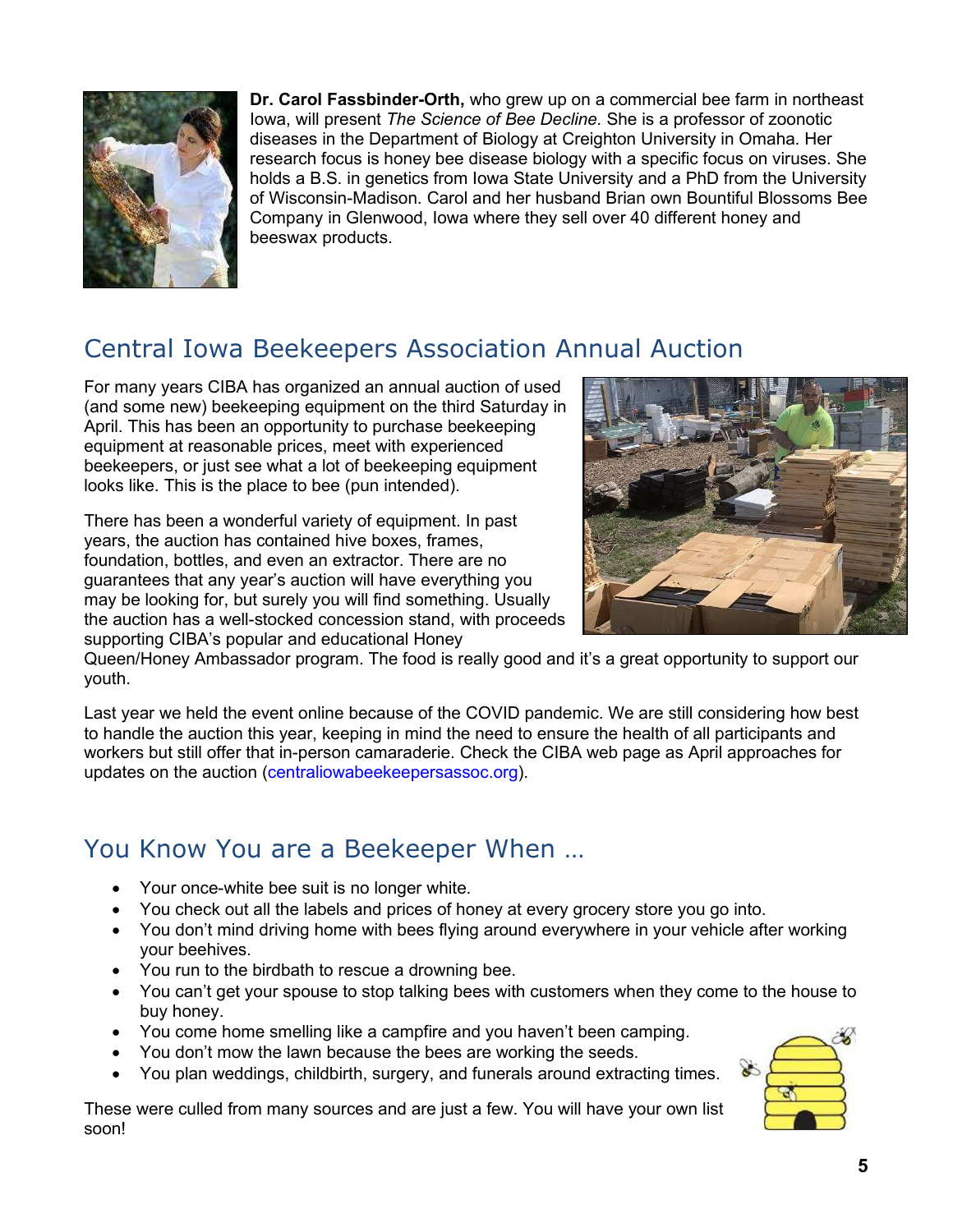**Dr. Carol Fassbinder-Orth,** who grew up on a commercial bee farm in northeast Iowa, will present *The Science of Bee Decline.* She is a professor of zoonotic diseases in the Department of Biology at Creighton University in Omaha. Her research focus is honey bee disease biology with a specific focus on viruses. She holds a B.S. in genetics from Iowa State University and a PhD from the University of Wisconsin-Madison. Carol and her husband Brian own Bountiful Blossoms Bee Company in Glenwood, Iowa where they sell over 40 different honey and beeswax products.

## Central Iowa Beekeepers Association Annual Auction

For many years CIBA has organized an annual auction of used (and some new) beekeeping equipment on the third Saturday in April. This has been an opportunity to purchase beekeeping equipment at reasonable prices, meet with experienced beekeepers, or just see what a lot of beekeeping equipment looks like. This is the place to bee (pun intended).

There has been a wonderful variety of equipment. In past years, the auction has contained hive boxes, frames, foundation, bottles, and even an extractor. There are no guarantees that any year's auction will have everything you may be looking for, but surely you will find something. Usually the auction has a well-stocked concession stand, with proceeds supporting CIBA's popular and educational Honey Queen/Honey Ambassador program. The food is really good and it's a great opportunity to support our youth.

Last year we held the event online because of the COVID pandemic. We are still considering how best to handle the auction this year, keeping in mind the need to ensure the health of all participants and workers but still offer that in-person camaraderie. Check the CIBA web page as April approaches for updates on the auction (centraliowabeekeepersassoc.org).

## You Know You are a Beekeeper When …

- Your once-white bee suit is no longer white.
- You check out all the labels and prices of honey at every grocery store you go into.
- You don't mind driving home with bees flying around everywhere in your vehicle after working your beehives.
- You run to the birdbath to rescue a drowning bee.
- You can't get your spouse to stop talking bees with customers when they come to the house to buy honey.
- You come home smelling like a campfire and you haven't been camping.
- You don't mow the lawn because the bees are working the seeds.
- You plan weddings, childbirth, surgery, and funerals around extracting times.

These were culled from many sources and are just a few. You will have your own list soon!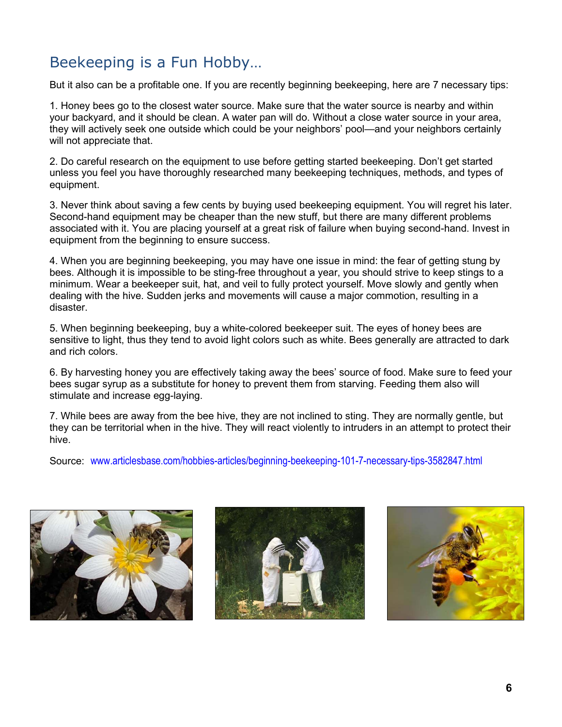## Beekeeping is a Fun Hobby…

But it also can be a profitable one. If you are recently beginning beekeeping, here are 7 necessary tips:

1. Honey bees go to the closest water source. Make sure that the water source is nearby and within your backyard, and it should be clean. A water pan will do. Without a close water source in your area, they will actively seek one outside which could be your neighbors' pool—and your neighbors certainly will not appreciate that.

2. Do careful research on the equipment to use before getting started beekeeping. Don't get started unless you feel you have thoroughly researched many beekeeping techniques, methods, and types of equipment.

3. Never think about saving a few cents by buying used beekeeping equipment. You will regret his later. Second-hand equipment may be cheaper than the new stuff, but there are many different problems associated with it. You are placing yourself at a great risk of failure when buying second-hand. Invest in equipment from the beginning to ensure success.

4. When you are beginning beekeeping, you may have one issue in mind: the fear of getting stung by bees. Although it is impossible to be sting-free throughout a year, you should strive to keep stings to a minimum. Wear a beekeeper suit, hat, and veil to fully protect yourself. Move slowly and gently when dealing with the hive. Sudden jerks and movements will cause a major commotion, resulting in a disaster.

5. When beginning beekeeping, buy a white-colored beekeeper suit. The eyes of honey bees are sensitive to light, thus they tend to avoid light colors such as white. Bees generally are attracted to dark and rich colors.

6. By harvesting honey you are effectively taking away the bees' source of food. Make sure to feed your bees sugar syrup as a substitute for honey to prevent them from starving. Feeding them also will stimulate and increase egg-laying.

7. While bees are away from the bee hive, they are not inclined to sting. They are normally gentle, but they can be territorial when in the hive. They will react violently to intruders in an attempt to protect their hive.

Source: www.articlesbase.com/hobbies-articles/beginning-beekeeping-101-7-necessary-tips-3582847.html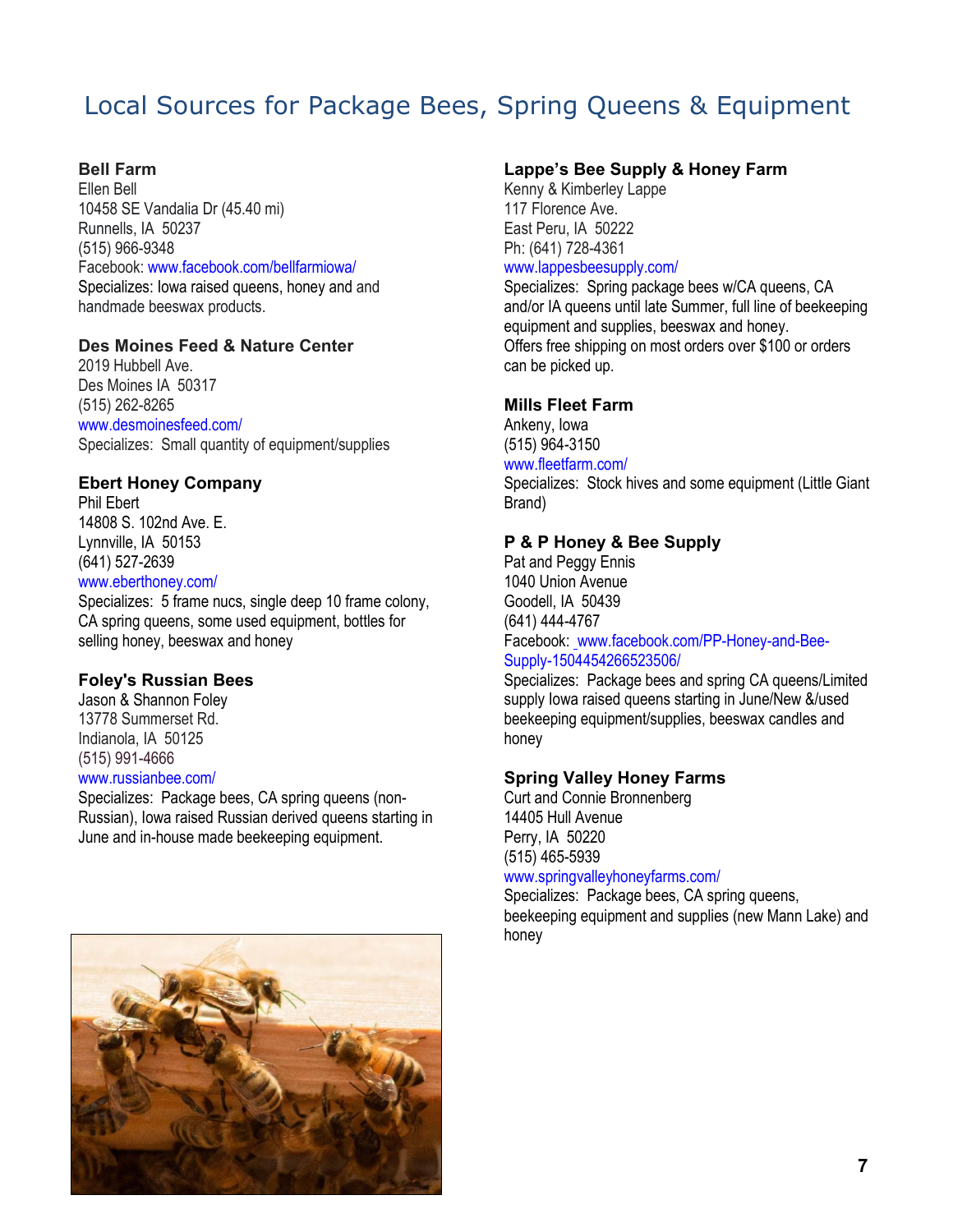# Local Sources for Package Bees, Spring Queens & Equipment

### Bell Farm

Ellen Bell
10458 SE Vandalia Dr (45.40 mi)
Runnells, IA 50237
(515) 966-9348
Facebook: www.facebook.com/bellfarmiowa/
Specializes: Iowa raised queens, honey and and handmade beeswax products.

### Des Moines Feed & Nature Center

2019 Hubbell Ave.
Des Moines IA 50317
(515) 262-8265
www.desmoinesfeed.com/
Specializes: Small quantity of equipment/supplies

### Ebert Honey Company

Phil Ebert
14808 S. 102nd Ave. E.
Lynnville, IA 50153
(641) 527-2639
www.eberthoney.com/
Specializes: 5 frame nucs, single deep 10 frame colony, CA spring queens, some used equipment, bottles for selling honey, beeswax and honey

### Foley's Russian Bees

Jason & Shannon Foley
13778 Summerset Rd.
Indianola, IA 50125
(515) 991-4666
www.russianbee.com/
Specializes: Package bees, CA spring queens (non-Russian), Iowa raised Russian derived queens starting in June and in-house made beekeeping equipment.

### Lappe's Bee Supply & Honey Farm

Kenny & Kimberley Lappe
117 Florence Ave.
East Peru, IA 50222
Ph: (641) 728-4361
www.lappesbeesupply.com/
Specializes: Spring package bees w/CA queens, CA and/or IA queens until late Summer, full line of beekeeping equipment and supplies, beeswax and honey.
Offers free shipping on most orders over $100 or orders can be picked up.

### Mills Fleet Farm

Ankeny, Iowa
(515) 964-3150
www.fleetfarm.com/
Specializes: Stock hives and some equipment (Little Giant Brand)

### P & P Honey & Bee Supply

Pat and Peggy Ennis
1040 Union Avenue
Goodell, IA 50439
(641) 444-4767
Facebook: www.facebook.com/PP-Honey-and-Bee-Supply-1504454266523506/
Specializes: Package bees and spring CA queens/Limited supply Iowa raised queens starting in June/New &/used beekeeping equipment/supplies, beeswax candles and honey

### Spring Valley Honey Farms

Curt and Connie Bronnenberg
14405 Hull Avenue
Perry, IA 50220
(515) 465-5939
www.springvalleyhoneyfarms.com/
Specializes: Package bees, CA spring queens, beekeeping equipment and supplies (new Mann Lake) and honey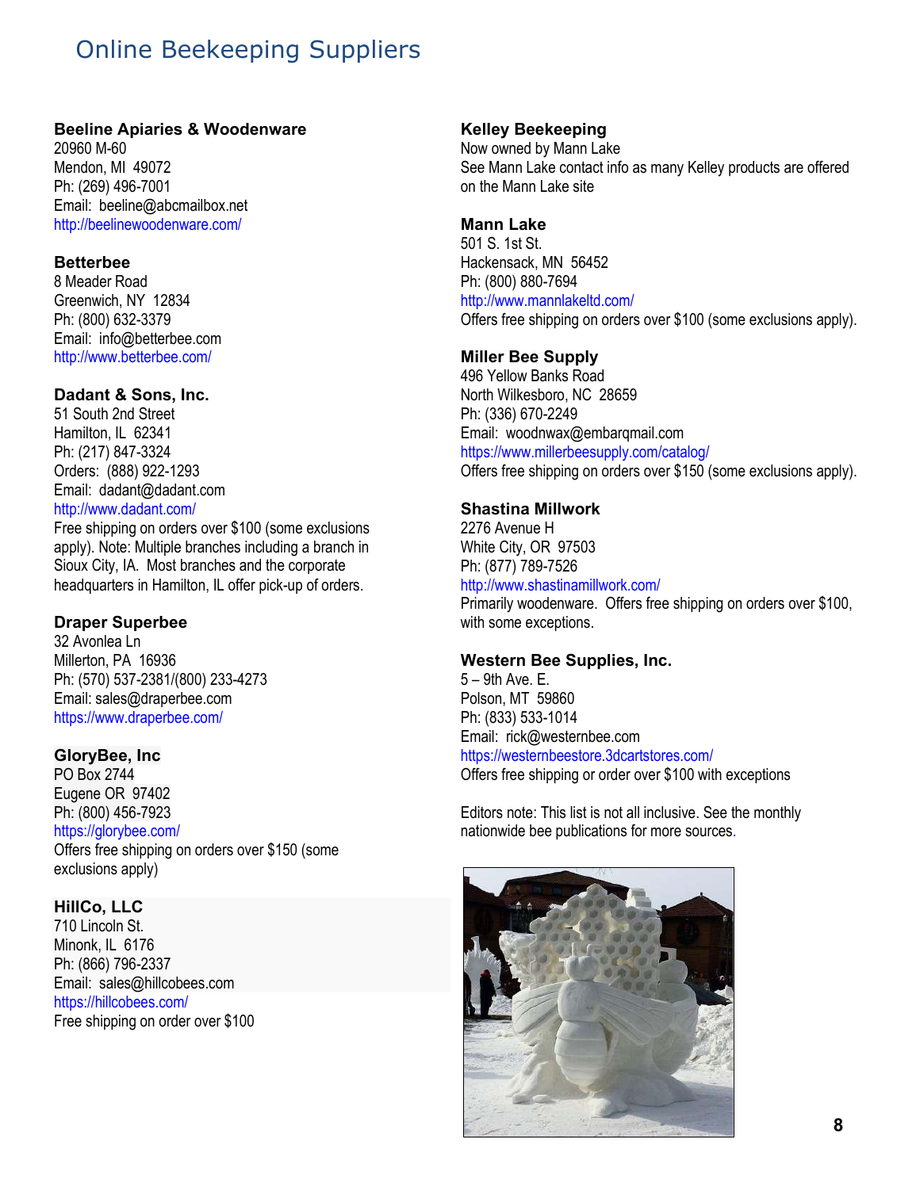# Online Beekeeping Suppliers

**Beeline Apiaries & Woodenware**
20960 M-60
Mendon, MI 49072
Ph: (269) 496-7001
Email: beeline@abcmailbox.net
http://beelinewoodenware.com/

**Betterbee**
8 Meader Road
Greenwich, NY 12834
Ph: (800) 632-3379
Email: info@betterbee.com
http://www.betterbee.com/

**Dadant & Sons, Inc.**
51 South 2nd Street
Hamilton, IL 62341
Ph: (217) 847-3324
Orders: (888) 922-1293
Email: dadant@dadant.com
http://www.dadant.com/
Free shipping on orders over $100 (some exclusions apply). Note: Multiple branches including a branch in Sioux City, IA. Most branches and the corporate headquarters in Hamilton, IL offer pick-up of orders.

**Draper Superbee**
32 Avonlea Ln
Millerton, PA 16936
Ph: (570) 537-2381/(800) 233-4273
Email: sales@draperbee.com
https://www.draperbee.com/

**GloryBee, Inc**
PO Box 2744
Eugene OR 97402
Ph: (800) 456-7923
https://glorybee.com/
Offers free shipping on orders over $150 (some exclusions apply)

**HillCo, LLC**
710 Lincoln St.
Minonk, IL 6176
Ph: (866) 796-2337
Email: sales@hillcobees.com
https://hillcobees.com/
Free shipping on order over $100

**Kelley Beekeeping**
Now owned by Mann Lake
See Mann Lake contact info as many Kelley products are offered on the Mann Lake site

**Mann Lake**
501 S. 1st St.
Hackensack, MN 56452
Ph: (800) 880-7694
http://www.mannlakeltd.com/
Offers free shipping on orders over $100 (some exclusions apply).

**Miller Bee Supply**
496 Yellow Banks Road
North Wilkesboro, NC 28659
Ph: (336) 670-2249
Email: woodnwax@embarqmail.com
https://www.millerbeesupply.com/catalog/
Offers free shipping on orders over $150 (some exclusions apply).

**Shastina Millwork**
2276 Avenue H
White City, OR 97503
Ph: (877) 789-7526
http://www.shastinamillwork.com/
Primarily woodenware. Offers free shipping on orders over $100, with some exceptions.

**Western Bee Supplies, Inc.**
5 – 9th Ave. E.
Polson, MT 59860
Ph: (833) 533-1014
Email: rick@westernbee.com
https://westernbeestore.3dcartstores.com/
Offers free shipping or order over $100 with exceptions

Editors note: This list is not all inclusive. See the monthly nationwide bee publications for more sources.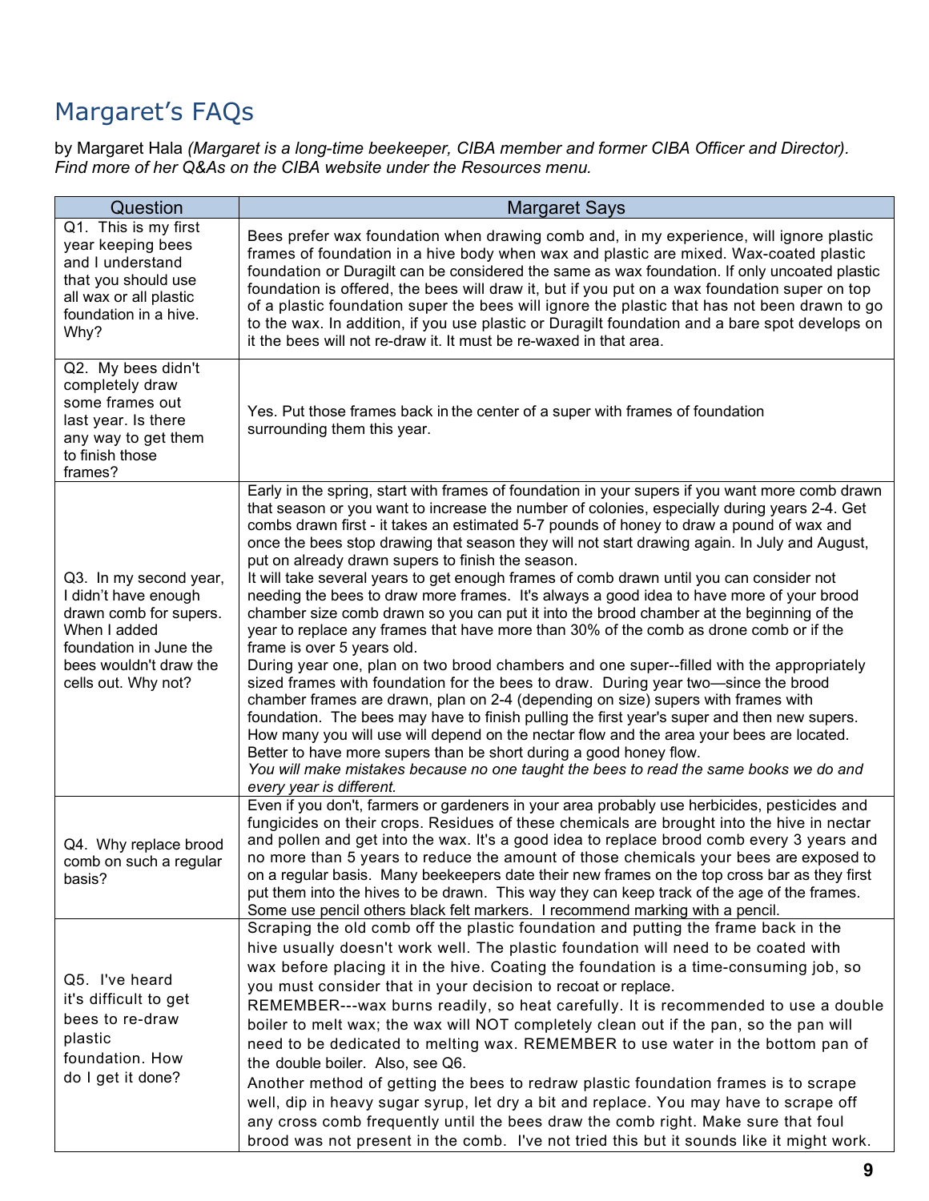## Margaret's FAQs

by Margaret Hala *(Margaret is a long-time beekeeper, CIBA member and former CIBA Officer and Director). Find more of her Q&As on the CIBA website under the Resources menu.*

| Question | Margaret Says |
|---|---|
| Q1. This is my first year keeping bees and I understand that you should use all wax or all plastic foundation in a hive. Why? | Bees prefer wax foundation when drawing comb and, in my experience, will ignore plastic frames of foundation in a hive body when wax and plastic are mixed. Wax-coated plastic foundation or Duragilt can be considered the same as wax foundation. If only uncoated plastic foundation is offered, the bees will draw it, but if you put on a wax foundation super on top of a plastic foundation super the bees will ignore the plastic that has not been drawn to go to the wax. In addition, if you use plastic or Duragilt foundation and a bare spot develops on it the bees will not re-draw it. It must be re-waxed in that area. |
| Q2. My bees didn't completely draw some frames out last year. Is there any way to get them to finish those frames? | Yes. Put those frames back in the center of a super with frames of foundation surrounding them this year. |
| Q3. In my second year, I didn't have enough drawn comb for supers. When I added foundation in June the bees wouldn't draw the cells out. Why not? | Early in the spring, start with frames of foundation in your supers if you want more comb drawn that season or you want to increase the number of colonies, especially during years 2-4. Get combs drawn first - it takes an estimated 5-7 pounds of honey to draw a pound of wax and once the bees stop drawing that season they will not start drawing again. In July and August, put on already drawn supers to finish the season.<br>It will take several years to get enough frames of comb drawn until you can consider not needing the bees to draw more frames. It's always a good idea to have more of your brood chamber size comb drawn so you can put it into the brood chamber at the beginning of the year to replace any frames that have more than 30% of the comb as drone comb or if the frame is over 5 years old.<br>During year one, plan on two brood chambers and one super--filled with the appropriately sized frames with foundation for the bees to draw. During year two—since the brood chamber frames are drawn, plan on 2-4 (depending on size) supers with frames with foundation. The bees may have to finish pulling the first year's super and then new supers. How many you will use will depend on the nectar flow and the area your bees are located. Better to have more supers than be short during a good honey flow.<br>*You will make mistakes because no one taught the bees to read the same books we do and every year is different.* |
| Q4. Why replace brood comb on such a regular basis? | Even if you don't, farmers or gardeners in your area probably use herbicides, pesticides and fungicides on their crops. Residues of these chemicals are brought into the hive in nectar and pollen and get into the wax. It's a good idea to replace brood comb every 3 years and no more than 5 years to reduce the amount of those chemicals your bees are exposed to on a regular basis. Many beekeepers date their new frames on the top cross bar as they first put them into the hives to be drawn. This way they can keep track of the age of the frames. Some use pencil others black felt markers. I recommend marking with a pencil. |
| Q5. I've heard it's difficult to get bees to re-draw plastic foundation. How do I get it done? | Scraping the old comb off the plastic foundation and putting the frame back in the hive usually doesn't work well. The plastic foundation will need to be coated with wax before placing it in the hive. Coating the foundation is a time-consuming job, so you must consider that in your decision to recoat or replace.<br>REMEMBER---wax burns readily, so heat carefully. It is recommended to use a double boiler to melt wax; the wax will NOT completely clean out if the pan, so the pan will need to be dedicated to melting wax. REMEMBER to use water in the bottom pan of the double boiler. Also, see Q6.<br>Another method of getting the bees to redraw plastic foundation frames is to scrape well, dip in heavy sugar syrup, let dry a bit and replace. You may have to scrape off any cross comb frequently until the bees draw the comb right. Make sure that foul brood was not present in the comb. I've not tried this but it sounds like it might work. |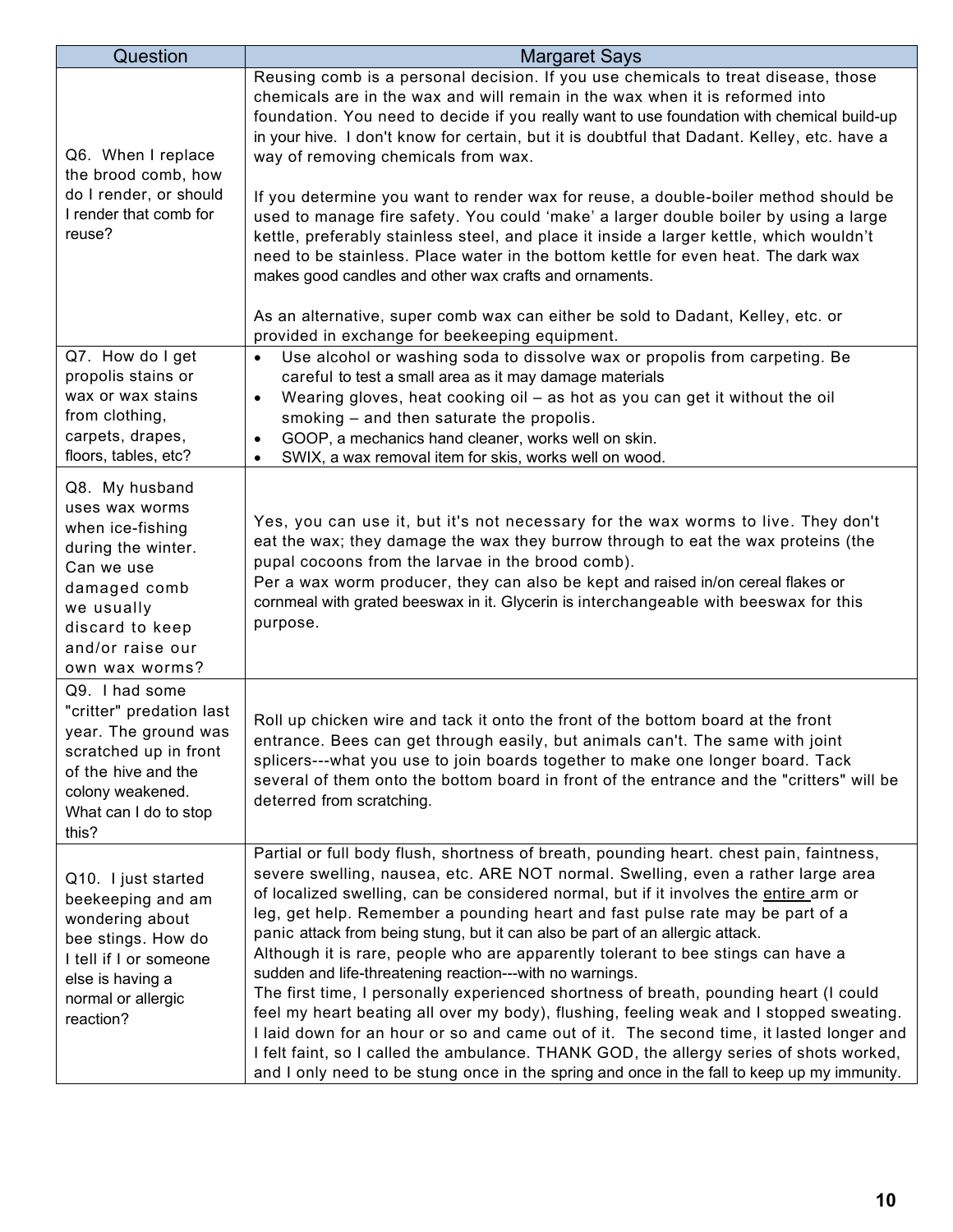| Question | Margaret Says |
|---|---|
| Q6. When I replace the brood comb, how do I render, or should I render that comb for reuse? | Reusing comb is a personal decision. If you use chemicals to treat disease, those chemicals are in the wax and will remain in the wax when it is reformed into foundation. You need to decide if you really want to use foundation with chemical build-up in your hive. I don't know for certain, but it is doubtful that Dadant. Kelley, etc. have a way of removing chemicals from wax.<br><br>If you determine you want to render wax for reuse, a double-boiler method should be used to manage fire safety. You could 'make' a larger double boiler by using a large kettle, preferably stainless steel, and place it inside a larger kettle, which wouldn't need to be stainless. Place water in the bottom kettle for even heat. The dark wax makes good candles and other wax crafts and ornaments.<br><br>As an alternative, super comb wax can either be sold to Dadant, Kelley, etc. or provided in exchange for beekeeping equipment. |
| Q7. How do I get propolis stains or wax stains from clothing, carpets, drapes, floors, tables, etc? | • Use alcohol or washing soda to dissolve wax or propolis from carpeting. Be careful to test a small area as it may damage materials<br>• Wearing gloves, heat cooking oil – as hot as you can get it without the oil smoking – and then saturate the propolis.<br>• GOOP, a mechanics hand cleaner, works well on skin.<br>• SWIX, a wax removal item for skis, works well on wood. |
| Q8. My husband uses wax worms when ice-fishing during the winter. Can we use damaged comb we usually discard to keep and/or raise our own wax worms? | Yes, you can use it, but it's not necessary for the wax worms to live. They don't eat the wax; they damage the wax they burrow through to eat the wax proteins (the pupal cocoons from the larvae in the brood comb).<br>Per a wax worm producer, they can also be kept and raised in/on cereal flakes or cornmeal with grated beeswax in it. Glycerin is interchangeable with beeswax for this purpose. |
| Q9. I had some "critter" predation last year. The ground was scratched up in front of the hive and the colony weakened. What can I do to stop this? | Roll up chicken wire and tack it onto the front of the bottom board at the front entrance. Bees can get through easily, but animals can't. The same with joint splicers---what you use to join boards together to make one longer board. Tack several of them onto the bottom board in front of the entrance and the "critters" will be deterred from scratching. |
| Q10. I just started beekeeping and am wondering about bee stings. How do I tell if I or someone else is having a normal or allergic reaction? | Partial or full body flush, shortness of breath, pounding heart. chest pain, faintness, severe swelling, nausea, etc. ARE NOT normal. Swelling, even a rather large area of localized swelling, can be considered normal, but if it involves the entire arm or leg, get help. Remember a pounding heart and fast pulse rate may be part of a panic attack from being stung, but it can also be part of an allergic attack.<br>Although it is rare, people who are apparently tolerant to bee stings can have a sudden and life-threatening reaction---with no warnings.<br>The first time, I personally experienced shortness of breath, pounding heart (I could feel my heart beating all over my body), flushing, feeling weak and I stopped sweating. I laid down for an hour or so and came out of it. The second time, it lasted longer and I felt faint, so I called the ambulance. THANK GOD, the allergy series of shots worked, and I only need to be stung once in the spring and once in the fall to keep up my immunity. |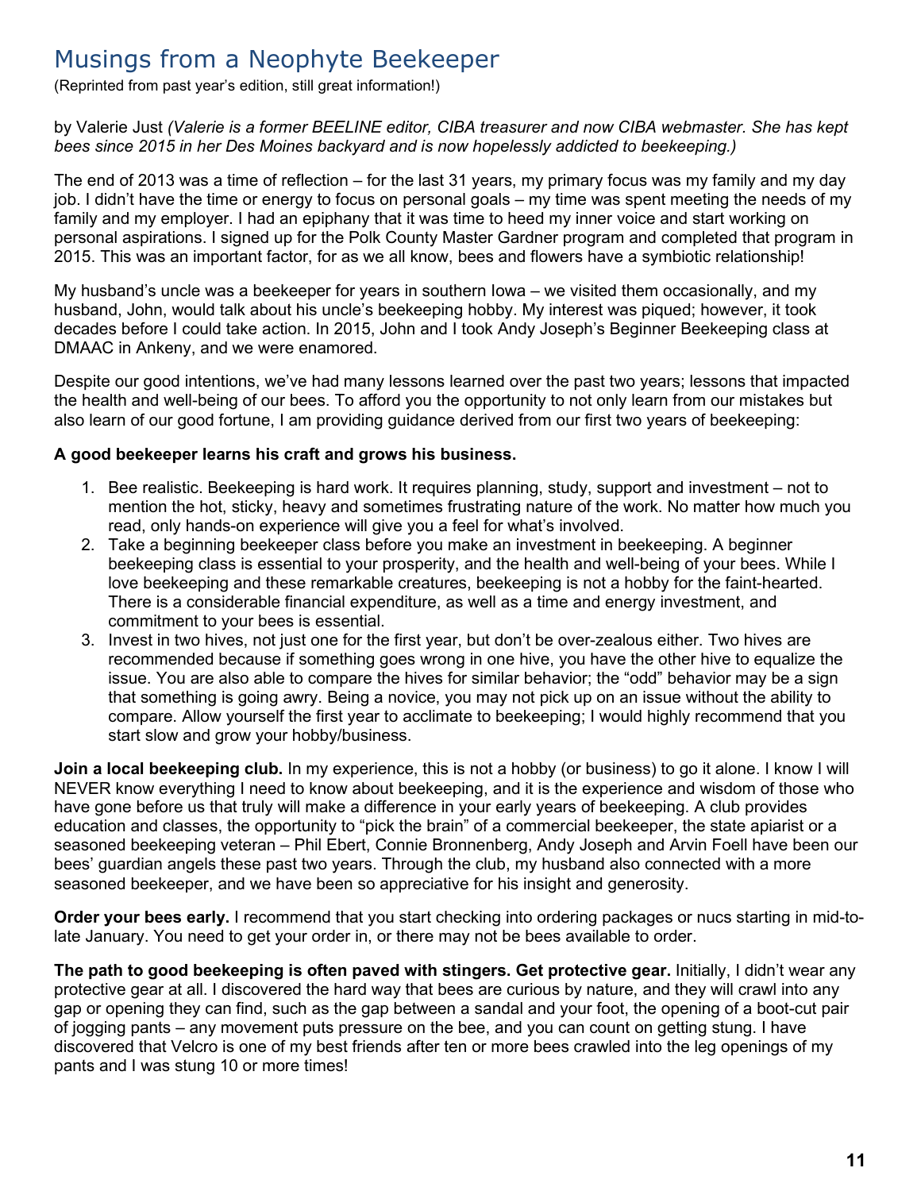# Musings from a Neophyte Beekeeper

(Reprinted from past year's edition, still great information!)

by Valerie Just *(Valerie is a former BEELINE editor, CIBA treasurer and now CIBA webmaster. She has kept bees since 2015 in her Des Moines backyard and is now hopelessly addicted to beekeeping.)*

The end of 2013 was a time of reflection – for the last 31 years, my primary focus was my family and my day job. I didn't have the time or energy to focus on personal goals – my time was spent meeting the needs of my family and my employer. I had an epiphany that it was time to heed my inner voice and start working on personal aspirations. I signed up for the Polk County Master Gardner program and completed that program in 2015. This was an important factor, for as we all know, bees and flowers have a symbiotic relationship!

My husband's uncle was a beekeeper for years in southern Iowa – we visited them occasionally, and my husband, John, would talk about his uncle's beekeeping hobby. My interest was piqued; however, it took decades before I could take action. In 2015, John and I took Andy Joseph's Beginner Beekeeping class at DMAAC in Ankeny, and we were enamored.

Despite our good intentions, we've had many lessons learned over the past two years; lessons that impacted the health and well-being of our bees. To afford you the opportunity to not only learn from our mistakes but also learn of our good fortune, I am providing guidance derived from our first two years of beekeeping:

**A good beekeeper learns his craft and grows his business.**

1. Bee realistic. Beekeeping is hard work. It requires planning, study, support and investment – not to mention the hot, sticky, heavy and sometimes frustrating nature of the work. No matter how much you read, only hands-on experience will give you a feel for what's involved.
2. Take a beginning beekeeper class before you make an investment in beekeeping. A beginner beekeeping class is essential to your prosperity, and the health and well-being of your bees. While I love beekeeping and these remarkable creatures, beekeeping is not a hobby for the faint-hearted. There is a considerable financial expenditure, as well as a time and energy investment, and commitment to your bees is essential.
3. Invest in two hives, not just one for the first year, but don't be over-zealous either. Two hives are recommended because if something goes wrong in one hive, you have the other hive to equalize the issue. You are also able to compare the hives for similar behavior; the "odd" behavior may be a sign that something is going awry. Being a novice, you may not pick up on an issue without the ability to compare. Allow yourself the first year to acclimate to beekeeping; I would highly recommend that you start slow and grow your hobby/business.

**Join a local beekeeping club.** In my experience, this is not a hobby (or business) to go it alone. I know I will NEVER know everything I need to know about beekeeping, and it is the experience and wisdom of those who have gone before us that truly will make a difference in your early years of beekeeping. A club provides education and classes, the opportunity to "pick the brain" of a commercial beekeeper, the state apiarist or a seasoned beekeeping veteran – Phil Ebert, Connie Bronnenberg, Andy Joseph and Arvin Foell have been our bees' guardian angels these past two years. Through the club, my husband also connected with a more seasoned beekeeper, and we have been so appreciative for his insight and generosity.

**Order your bees early.** I recommend that you start checking into ordering packages or nucs starting in mid-to-late January. You need to get your order in, or there may not be bees available to order.

**The path to good beekeeping is often paved with stingers. Get protective gear.** Initially, I didn't wear any protective gear at all. I discovered the hard way that bees are curious by nature, and they will crawl into any gap or opening they can find, such as the gap between a sandal and your foot, the opening of a boot-cut pair of jogging pants – any movement puts pressure on the bee, and you can count on getting stung. I have discovered that Velcro is one of my best friends after ten or more bees crawled into the leg openings of my pants and I was stung 10 or more times!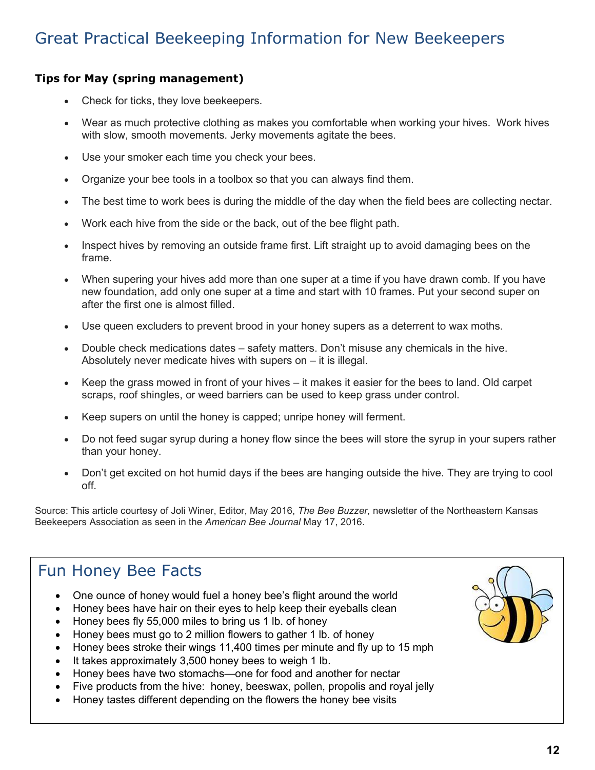# Great Practical Beekeeping Information for New Beekeepers

**Tips for May (spring management)**

- Check for ticks, they love beekeepers.
- Wear as much protective clothing as makes you comfortable when working your hives. Work hives with slow, smooth movements. Jerky movements agitate the bees.
- Use your smoker each time you check your bees.
- Organize your bee tools in a toolbox so that you can always find them.
- The best time to work bees is during the middle of the day when the field bees are collecting nectar.
- Work each hive from the side or the back, out of the bee flight path.
- Inspect hives by removing an outside frame first. Lift straight up to avoid damaging bees on the frame.
- When supering your hives add more than one super at a time if you have drawn comb. If you have new foundation, add only one super at a time and start with 10 frames. Put your second super on after the first one is almost filled.
- Use queen excluders to prevent brood in your honey supers as a deterrent to wax moths.
- Double check medications dates – safety matters. Don't misuse any chemicals in the hive. Absolutely never medicate hives with supers on – it is illegal.
- Keep the grass mowed in front of your hives – it makes it easier for the bees to land. Old carpet scraps, roof shingles, or weed barriers can be used to keep grass under control.
- Keep supers on until the honey is capped; unripe honey will ferment.
- Do not feed sugar syrup during a honey flow since the bees will store the syrup in your supers rather than your honey.
- Don't get excited on hot humid days if the bees are hanging outside the hive. They are trying to cool off.

Source: This article courtesy of Joli Winer, Editor, May 2016, *The Bee Buzzer,* newsletter of the Northeastern Kansas Beekeepers Association as seen in the *American Bee Journal* May 17, 2016.

## Fun Honey Bee Facts

- One ounce of honey would fuel a honey bee's flight around the world
- Honey bees have hair on their eyes to help keep their eyeballs clean
- Honey bees fly 55,000 miles to bring us 1 lb. of honey
- Honey bees must go to 2 million flowers to gather 1 lb. of honey
- Honey bees stroke their wings 11,400 times per minute and fly up to 15 mph
- It takes approximately 3,500 honey bees to weigh 1 lb.
- Honey bees have two stomachs—one for food and another for nectar
- Five products from the hive: honey, beeswax, pollen, propolis and royal jelly
- Honey tastes different depending on the flowers the honey bee visits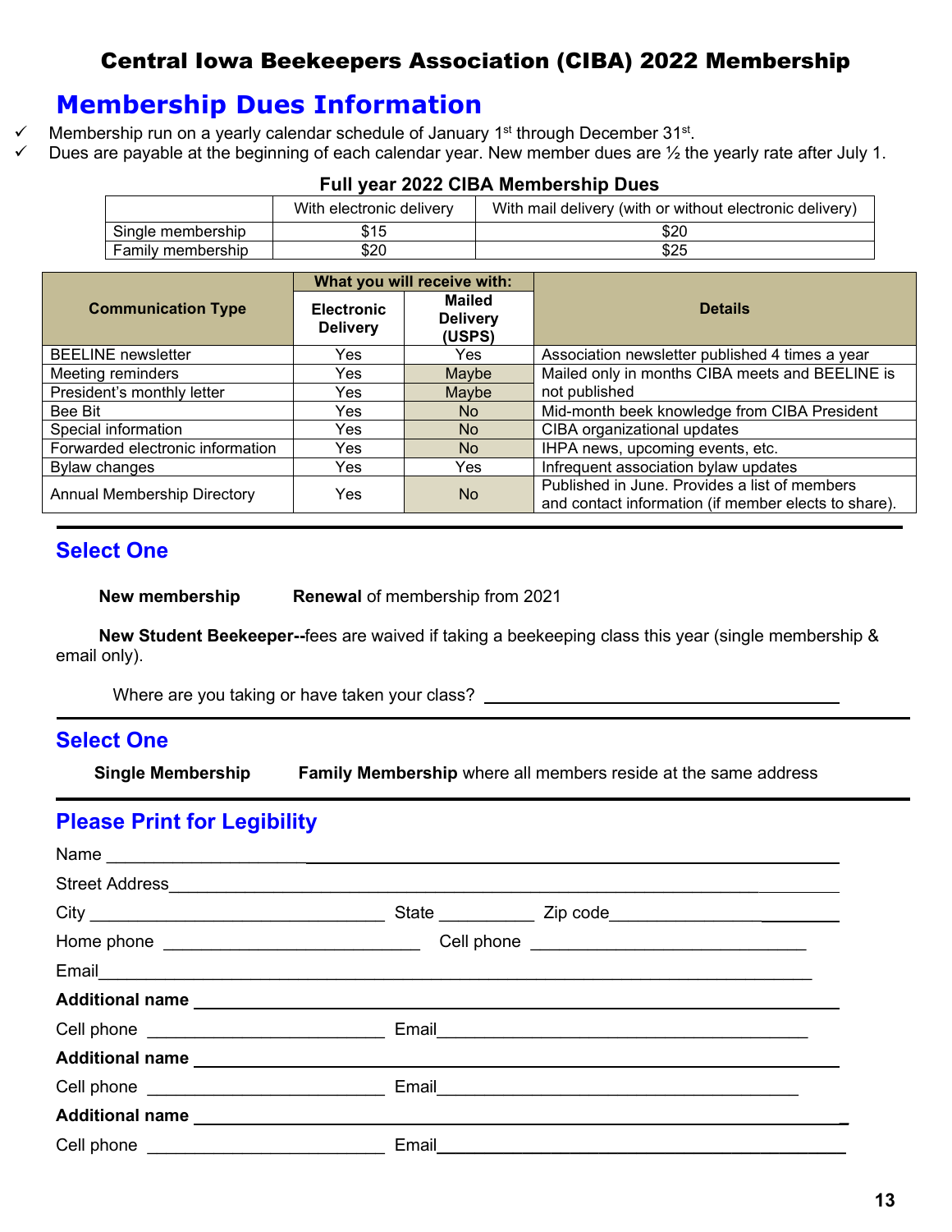# Central Iowa Beekeepers Association (CIBA) 2022 Membership

## Membership Dues Information

- ✓ Membership run on a yearly calendar schedule of January 1st through December 31st.
- ✓ Dues are payable at the beginning of each calendar year. New member dues are ½ the yearly rate after July 1.

**Full year 2022 CIBA Membership Dues**

| | With electronic delivery | With mail delivery (with or without electronic delivery) |
|---|---|---|
| Single membership | $15 | $20 |
| Family membership | $20 | $25 |

| Communication Type | What you will receive with: | | Details |
|---|---|---|---|
| | Electronic Delivery | Mailed Delivery (USPS) | |
| BEELINE newsletter | Yes | Yes | Association newsletter published 4 times a year |
| Meeting reminders | Yes | Maybe | Mailed only in months CIBA meets and BEELINE is not published |
| President's monthly letter | Yes | Maybe | |
| Bee Bit | Yes | No | Mid-month beek knowledge from CIBA President |
| Special information | Yes | No | CIBA organizational updates |
| Forwarded electronic information | Yes | No | IHPA news, upcoming events, etc. |
| Bylaw changes | Yes | Yes | Infrequent association bylaw updates |
| Annual Membership Directory | Yes | No | Published in June. Provides a list of members and contact information (if member elects to share). |

---

## Select One

**New membership** **Renewal** of membership from 2021

**New Student Beekeeper--**fees are waived if taking a beekeeping class this year (single membership & email only).

Where are you taking or have taken your class? ______________________________

---

## Select One

**Single Membership** **Family Membership** where all members reside at the same address

---

## Please Print for Legibility

Name ______________________________________________

Street Address ______________________________________________

City ____________________ State __________ Zip code ______________

Home phone ____________________ Cell phone ____________________

Email ______________________________________________

**Additional name** ______________________________________________

Cell phone ____________________ Email ______________________________

**Additional name** ______________________________________________

Cell phone ____________________ Email ______________________________

**Additional name** ______________________________________________

Cell phone ____________________ Email ______________________________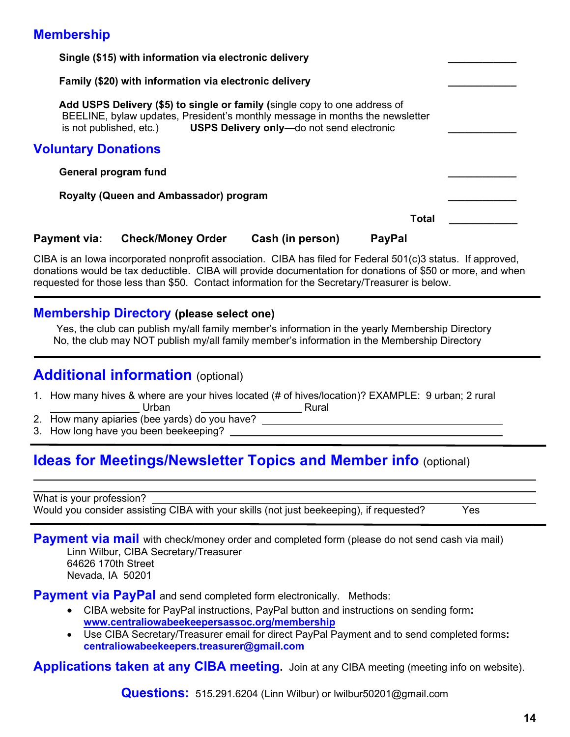## Membership

**Single ($15) with information via electronic delivery** ____________

**Family ($20) with information via electronic delivery** ____________

**Add USPS Delivery ($5) to single or family (**single copy to one address of BEELINE, bylaw updates, President's monthly message in months the newsletter is not published, etc.) **USPS Delivery only**—do not send electronic ____________

## Voluntary Donations

**General program fund** ____________

**Royalty (Queen and Ambassador) program** ____________

**Total** ____________

**Payment via: Check/Money Order Cash (in person) PayPal**

CIBA is an Iowa incorporated nonprofit association. CIBA has filed for Federal 501(c)3 status. If approved, donations would be tax deductible. CIBA will provide documentation for donations of $50 or more, and when requested for those less than $50. Contact information for the Secretary/Treasurer is below.

---

## Membership Directory (please select one)

Yes, the club can publish my/all family member's information in the yearly Membership Directory

No, the club may NOT publish my/all family member's information in the Membership Directory

---

## Additional information (optional)

1. How many hives & where are your hives located (# of hives/location)? EXAMPLE: 9 urban; 2 rural
   ______________ Urban ________________ Rural
2. How many apiaries (bee yards) do you have? ______________________________
3. How long have you been beekeeping? ______________________________

---

## Ideas for Meetings/Newsletter Topics and Member info (optional)

______________________________________________________________

______________________________________________________________

What is your profession? ______________________________________________

Would you consider assisting CIBA with your skills (not just beekeeping), if requested? Yes

---

**Payment via mail** with check/money order and completed form (please do not send cash via mail)

Linn Wilbur, CIBA Secretary/Treasurer
64626 170th Street
Nevada, IA 50201

**Payment via PayPal** and send completed form electronically. Methods:

- CIBA website for PayPal instructions, PayPal button and instructions on sending form: **www.centraliowabeekeepersassoc.org/membership**
- Use CIBA Secretary/Treasurer email for direct PayPal Payment and to send completed forms: **centraliowabeekeepers.treasurer@gmail.com**

**Applications taken at any CIBA meeting.** Join at any CIBA meeting (meeting info on website).

**Questions:** 515.291.6204 (Linn Wilbur) or lwilbur50201@gmail.com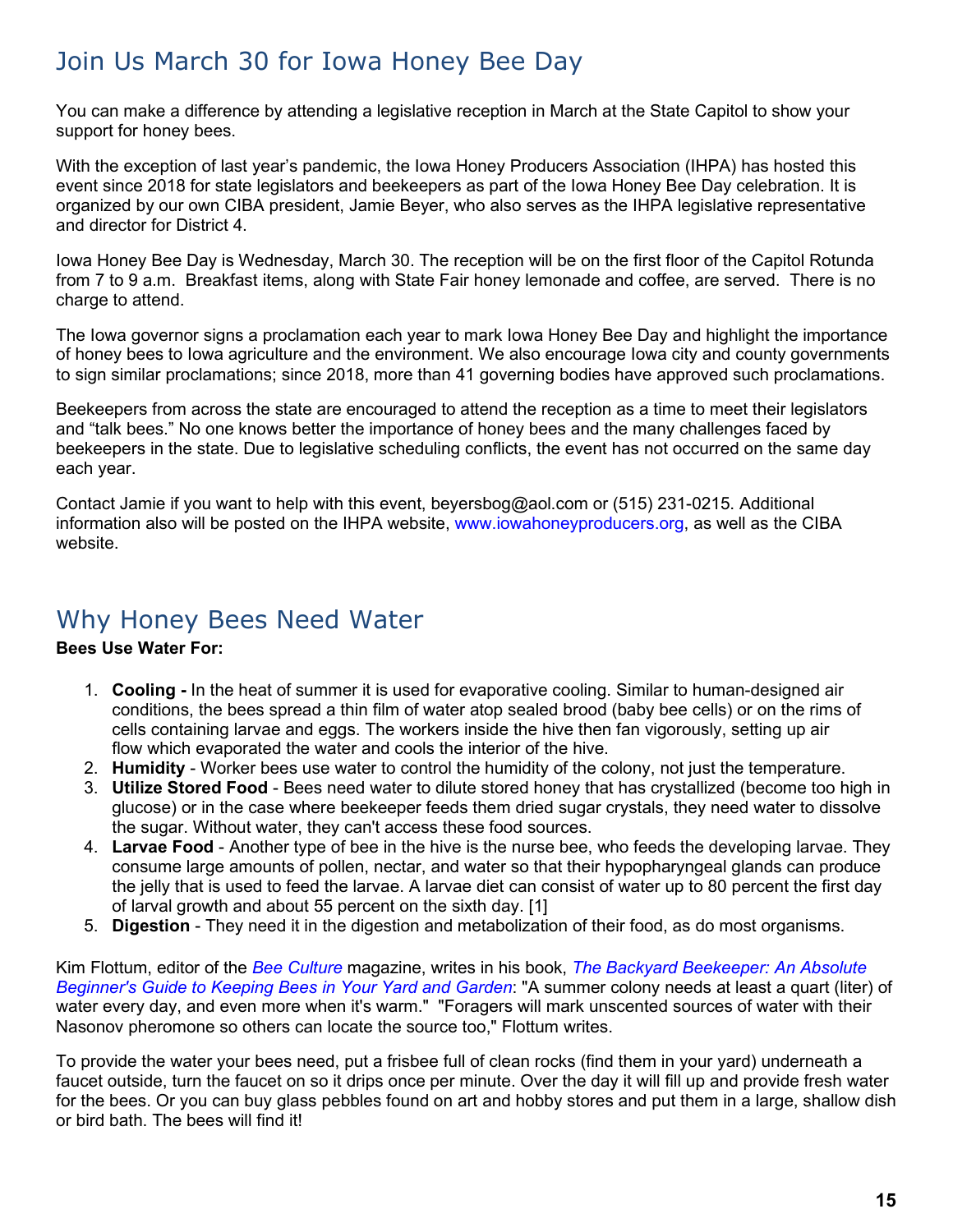## Join Us March 30 for Iowa Honey Bee Day

You can make a difference by attending a legislative reception in March at the State Capitol to show your support for honey bees.

With the exception of last year's pandemic, the Iowa Honey Producers Association (IHPA) has hosted this event since 2018 for state legislators and beekeepers as part of the Iowa Honey Bee Day celebration. It is organized by our own CIBA president, Jamie Beyer, who also serves as the IHPA legislative representative and director for District 4.

Iowa Honey Bee Day is Wednesday, March 30. The reception will be on the first floor of the Capitol Rotunda from 7 to 9 a.m. Breakfast items, along with State Fair honey lemonade and coffee, are served. There is no charge to attend.

The Iowa governor signs a proclamation each year to mark Iowa Honey Bee Day and highlight the importance of honey bees to Iowa agriculture and the environment. We also encourage Iowa city and county governments to sign similar proclamations; since 2018, more than 41 governing bodies have approved such proclamations.

Beekeepers from across the state are encouraged to attend the reception as a time to meet their legislators and "talk bees." No one knows better the importance of honey bees and the many challenges faced by beekeepers in the state. Due to legislative scheduling conflicts, the event has not occurred on the same day each year.

Contact Jamie if you want to help with this event, beyersbog@aol.com or (515) 231-0215. Additional information also will be posted on the IHPA website, www.iowahoneyproducers.org, as well as the CIBA website.

## Why Honey Bees Need Water

**Bees Use Water For:**

1. **Cooling -** In the heat of summer it is used for evaporative cooling. Similar to human-designed air conditions, the bees spread a thin film of water atop sealed brood (baby bee cells) or on the rims of cells containing larvae and eggs. The workers inside the hive then fan vigorously, setting up air flow which evaporated the water and cools the interior of the hive.
2. **Humidity** - Worker bees use water to control the humidity of the colony, not just the temperature.
3. **Utilize Stored Food** - Bees need water to dilute stored honey that has crystallized (become too high in glucose) or in the case where beekeeper feeds them dried sugar crystals, they need water to dissolve the sugar. Without water, they can't access these food sources.
4. **Larvae Food** - Another type of bee in the hive is the nurse bee, who feeds the developing larvae. They consume large amounts of pollen, nectar, and water so that their hypopharyngeal glands can produce the jelly that is used to feed the larvae. A larvae diet can consist of water up to 80 percent the first day of larval growth and about 55 percent on the sixth day. [1]
5. **Digestion** - They need it in the digestion and metabolization of their food, as do most organisms.

Kim Flottum, editor of the *Bee Culture* magazine, writes in his book, *The Backyard Beekeeper: An Absolute Beginner's Guide to Keeping Bees in Your Yard and Garden*: "A summer colony needs at least a quart (liter) of water every day, and even more when it's warm." "Foragers will mark unscented sources of water with their Nasonov pheromone so others can locate the source too," Flottum writes.

To provide the water your bees need, put a frisbee full of clean rocks (find them in your yard) underneath a faucet outside, turn the faucet on so it drips once per minute. Over the day it will fill up and provide fresh water for the bees. Or you can buy glass pebbles found on art and hobby stores and put them in a large, shallow dish or bird bath. The bees will find it!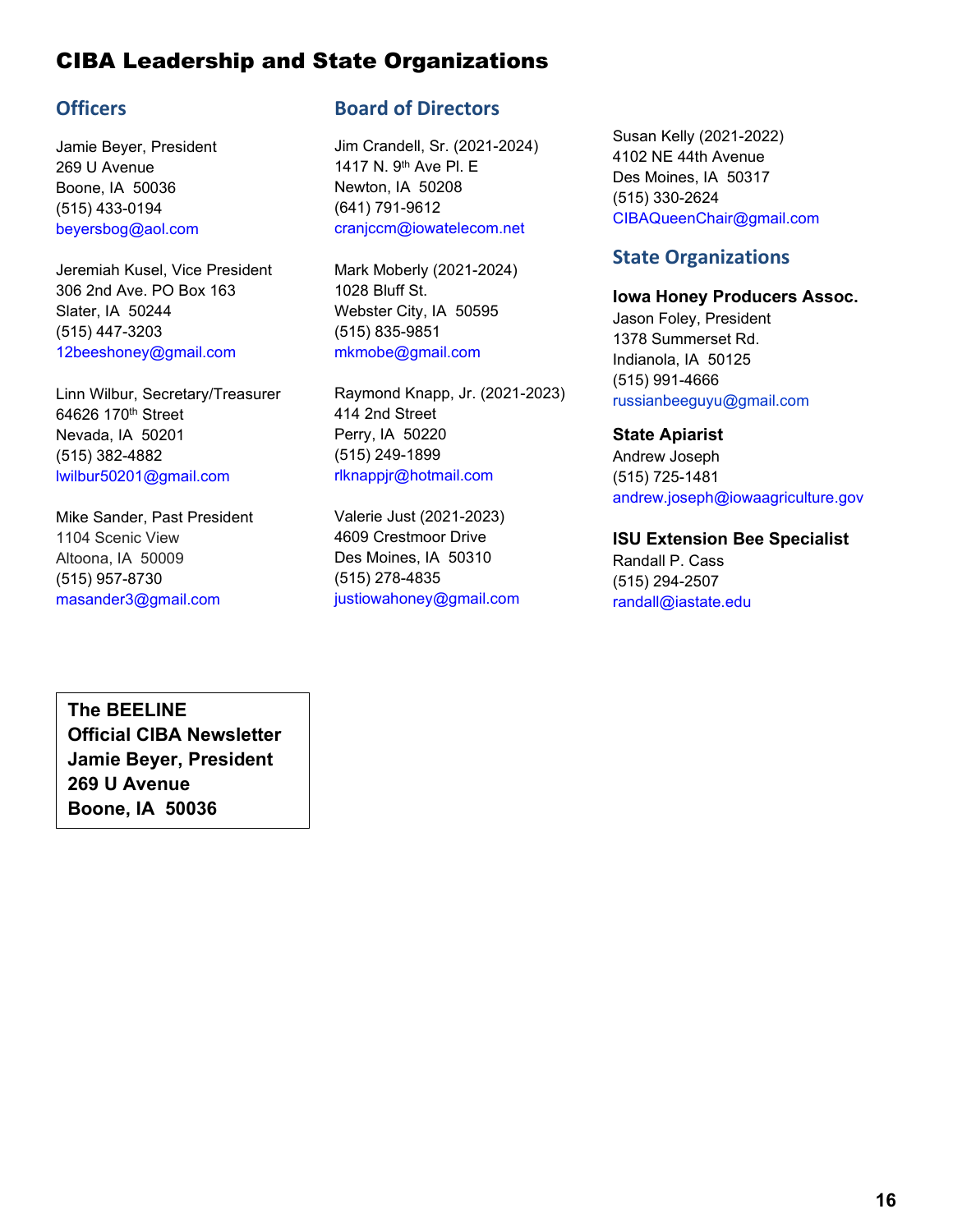# CIBA Leadership and State Organizations

## Officers

Jamie Beyer, President
269 U Avenue
Boone, IA 50036
(515) 433-0194
beyersbog@aol.com

Jeremiah Kusel, Vice President
306 2nd Ave. PO Box 163
Slater, IA 50244
(515) 447-3203
12beeshoney@gmail.com

Linn Wilbur, Secretary/Treasurer
64626 170th Street
Nevada, IA 50201
(515) 382-4882
lwilbur50201@gmail.com

Mike Sander, Past President
1104 Scenic View
Altoona, IA 50009
(515) 957-8730
masander3@gmail.com

## Board of Directors

Jim Crandell, Sr. (2021-2024)
1417 N. 9th Ave Pl. E
Newton, IA 50208
(641) 791-9612
cranjccm@iowatelecom.net

Mark Moberly (2021-2024)
1028 Bluff St.
Webster City, IA 50595
(515) 835-9851
mkmobe@gmail.com

Raymond Knapp, Jr. (2021-2023)
414 2nd Street
Perry, IA 50220
(515) 249-1899
rlknappjr@hotmail.com

Valerie Just (2021-2023)
4609 Crestmoor Drive
Des Moines, IA 50310
(515) 278-4835
justiowahoney@gmail.com

Susan Kelly (2021-2022)
4102 NE 44th Avenue
Des Moines, IA 50317
(515) 330-2624
CIBAQueenChair@gmail.com

## State Organizations

**Iowa Honey Producers Assoc.**
Jason Foley, President
1378 Summerset Rd.
Indianola, IA 50125
(515) 991-4666
russianbeeguyu@gmail.com

**State Apiarist**
Andrew Joseph
(515) 725-1481
andrew.joseph@iowaagriculture.gov

**ISU Extension Bee Specialist**
Randall P. Cass
(515) 294-2507
randall@iastate.edu

**The BEELINE**
**Official CIBA Newsletter**
**Jamie Beyer, President**
**269 U Avenue**
**Boone, IA 50036**